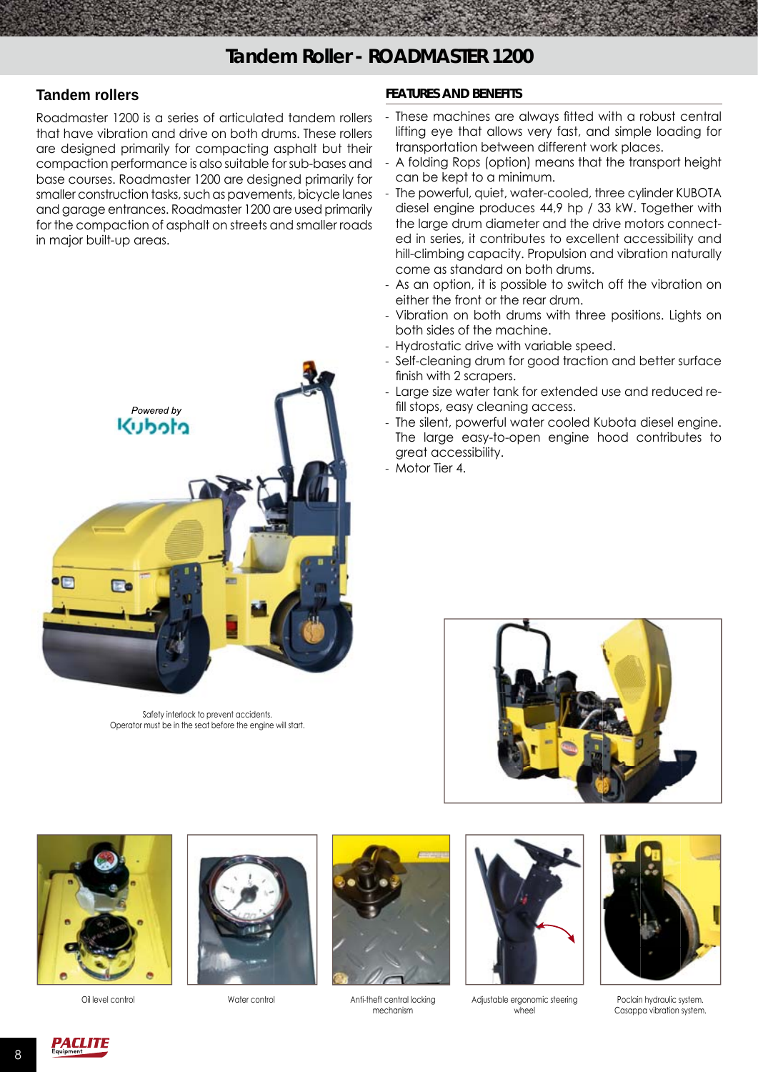# Tandem Roller - ROADMASTER 1200

## Tandem rollers

Roadmaster 1200 is a series of articulated tandem rollers that have vibration and drive on both drums. These rollers are designed primarily for compacting asphalt but their compaction performance is also suitable for sub-bases and base courses. Roadmaster 1200 are designed primarily for smaller construction tasks, such as pavements, bicycle lanes and garage entrances. Roadmaster 1200 are used primarily for the compaction of asphalt on streets and smaller roads in major built-up areas.

Powered by Kubota

Safety interlock to prevent accidents.
Operator must be in the seat before the engine will start.

### FEATURES AND BENEFITS

- These machines are always fitted with a robust central lifting eye that allows very fast, and simple loading for transportation between different work places.
- A folding Rops (option) means that the transport height can be kept to a minimum.
- The powerful, quiet, water-cooled, three cylinder KUBOTA diesel engine produces 44,9 hp / 33 kW. Together with the large drum diameter and the drive motors connected in series, it contributes to excellent accessibility and hill-climbing capacity. Propulsion and vibration naturally come as standard on both drums.
- As an option, it is possible to switch off the vibration on either the front or the rear drum.
- Vibration on both drums with three positions. Lights on both sides of the machine.
- Hydrostatic drive with variable speed.
- Self-cleaning drum for good traction and better surface finish with 2 scrapers.
- Large size water tank for extended use and reduced refill stops, easy cleaning access.
- The silent, powerful water cooled Kubota diesel engine. The large easy-to-open engine hood contributes to great accessibility.
- Motor Tier 4.

Oil level control

Water control

Anti-theft central locking mechanism

Adjustable ergonomic steering wheel

Poclain hydraulic system.
Casappa vibration system.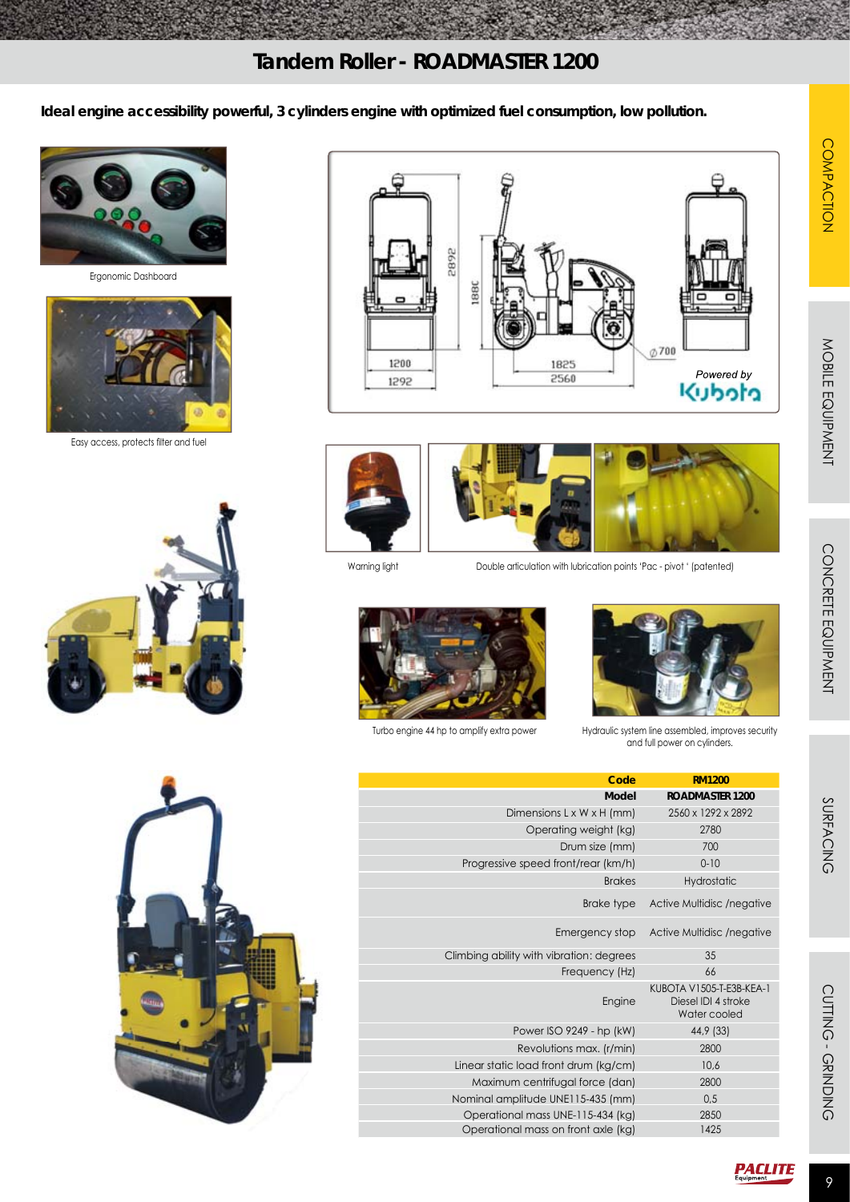# Tandem Roller - ROADMASTER 1200

**Ideal engine accessibility powerful, 3 cylinders engine with optimized fuel consumption, low pollution.**

Ergonomic Dashboard

Easy access, protects filter and fuel

1200
1292
2892
1880
1825
2560
⌀700

*Powered by* Kubota

Warning light

Double articulation with lubrication points 'Pac - pivot ' (patented)

Turbo engine 44 hp to amplify extra power

Hydraulic system line assembled, improves security and full power on cylinders.

| **Code** | **RM1200** |
|---|---|
| **Model** | **ROADMASTER 1200** |
| Dimensions L x W x H (mm) | 2560 x 1292 x 2892 |
| Operating weight (kg) | 2780 |
| Drum size (mm) | 700 |
| Progressive speed front/rear (km/h) | 0-10 |
| Brakes | Hydrostatic |
| Brake type | Active Multidisc /negative |
| Emergency stop | Active Multidisc /negative |
| Climbing ability with vibration: degrees | 35 |
| Frequency (Hz) | 66 |
| Engine | KUBOTA V1505-T-E3B-KEA-1 Diesel IDI 4 stroke Water cooled |
| Power ISO 9249 - hp (kW) | 44,9 (33) |
| Revolutions max. (r/min) | 2800 |
| Linear static load front drum (kg/cm) | 10,6 |
| Maximum centrifugal force (dan) | 2800 |
| Nominal amplitude UNE115-435 (mm) | 0,5 |
| Operational mass UNE-115-434 (kg) | 2850 |
| Operational mass on front axle (kg) | 1425 |